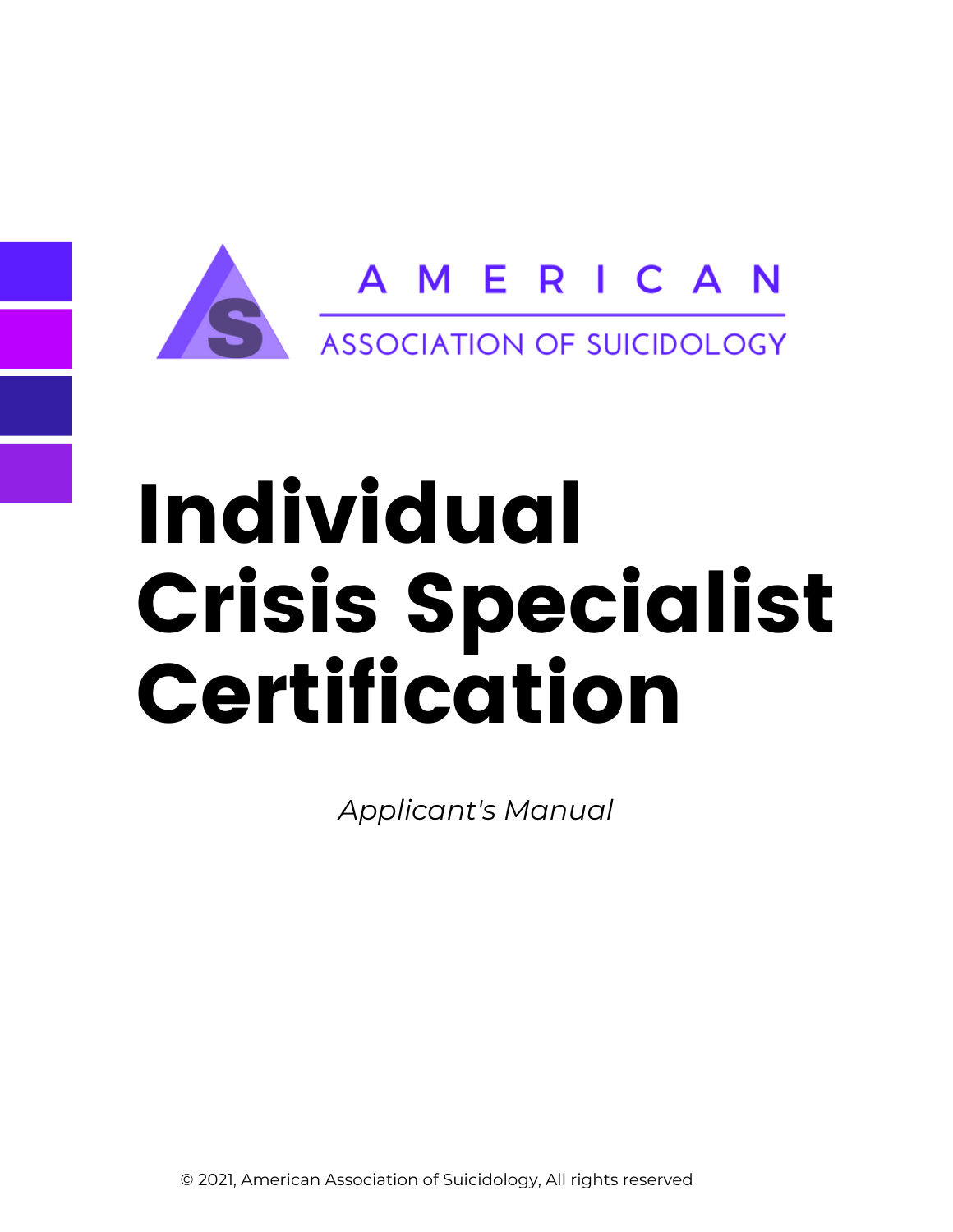AMERICAN

ASSOCIATION OF SUICIDOLOGY

# Individual Crisis Specialist Certification

*Applicant's Manual*

© 2021, American Association of Suicidology, All rights reserved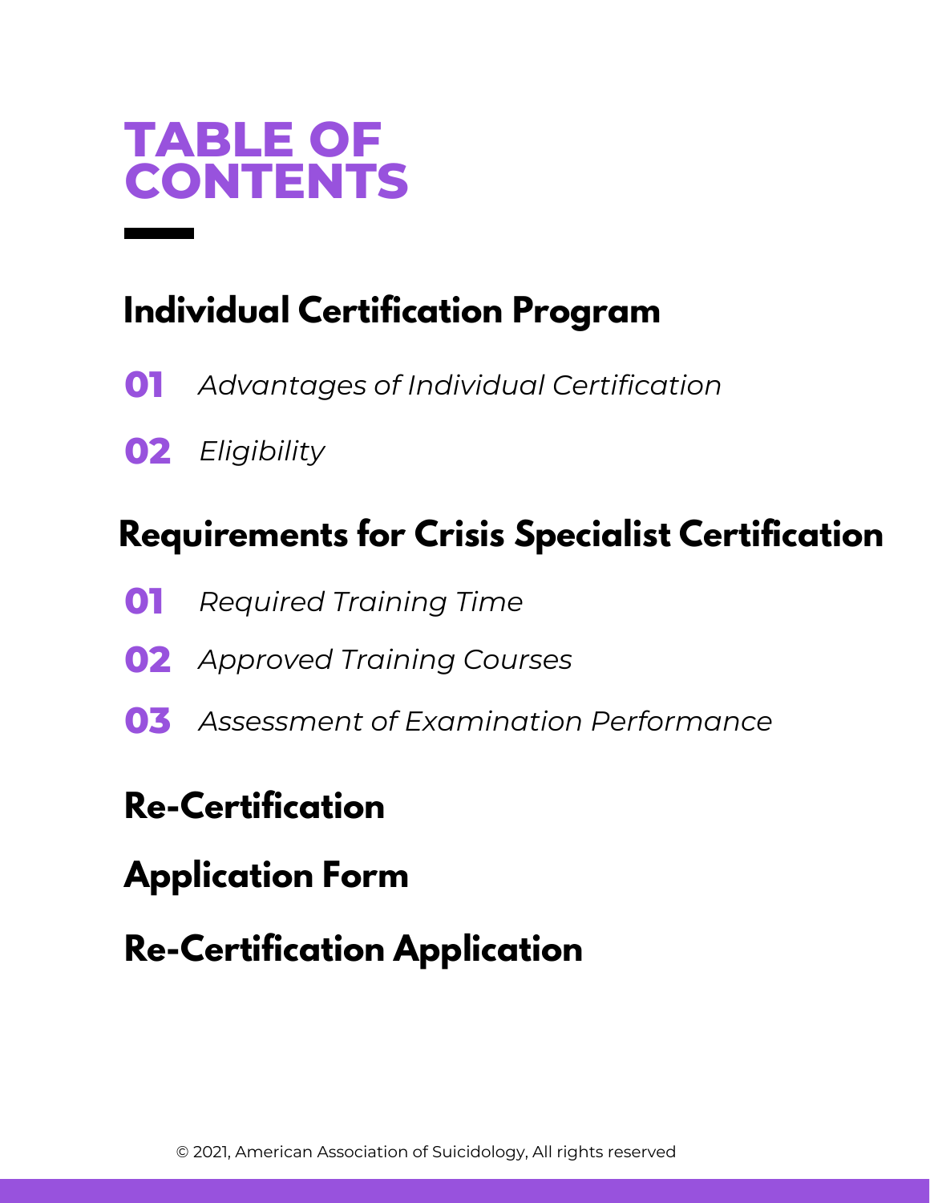# TABLE OF CONTENTS

## Individual Certification Program

**01** *Advantages of Individual Certification*

**02** *Eligibility*

## Requirements for Crisis Specialist Certification

**01** *Required Training Time*

**02** *Approved Training Courses*

**03** *Assessment of Examination Performance*

## Re-Certification

## Application Form

## Re-Certification Application

© 2021, American Association of Suicidology, All rights reserved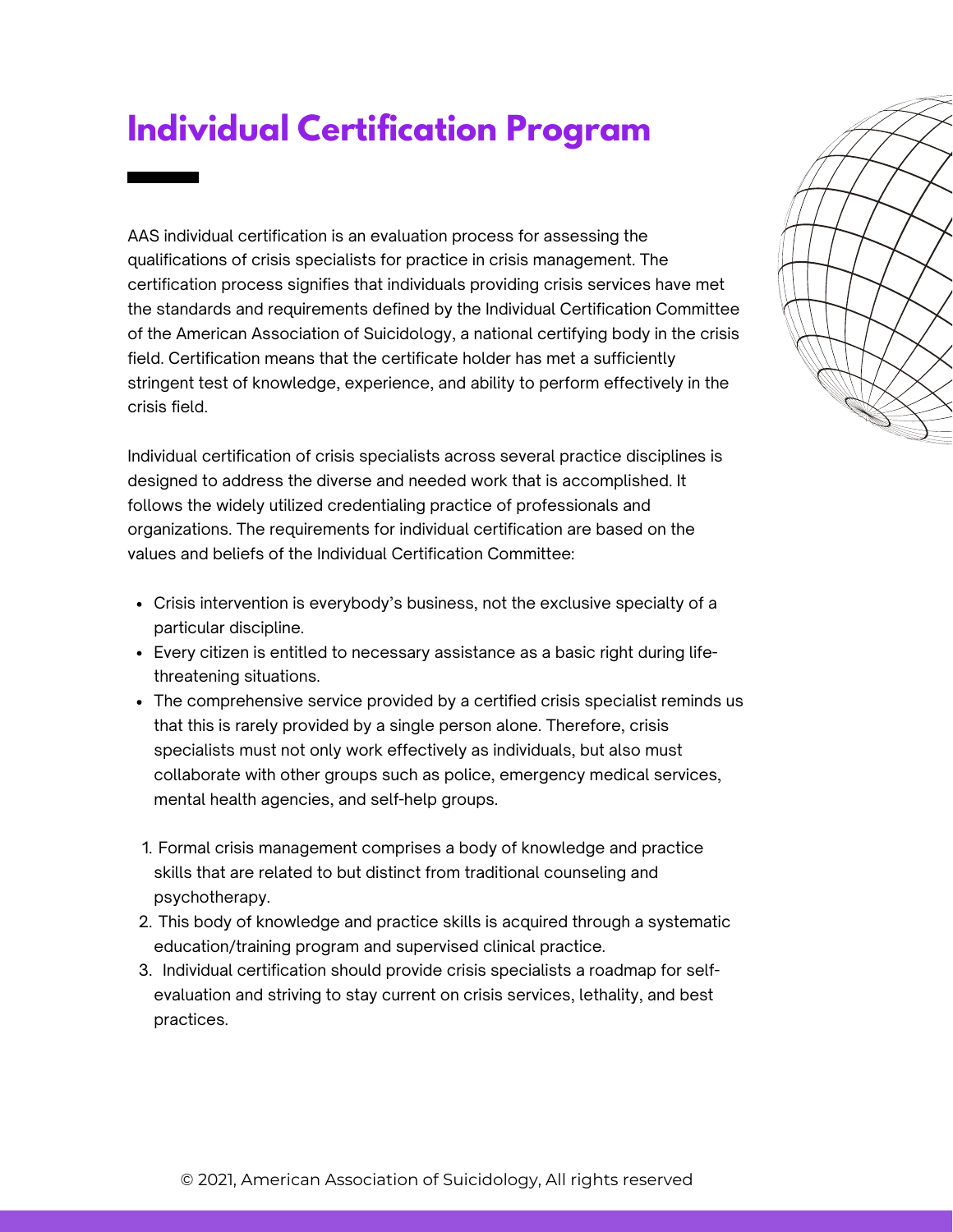# Individual Certification Program

AAS individual certification is an evaluation process for assessing the qualifications of crisis specialists for practice in crisis management. The certification process signifies that individuals providing crisis services have met the standards and requirements defined by the Individual Certification Committee of the American Association of Suicidology, a national certifying body in the crisis field. Certification means that the certificate holder has met a sufficiently stringent test of knowledge, experience, and ability to perform effectively in the crisis field.

Individual certification of crisis specialists across several practice disciplines is designed to address the diverse and needed work that is accomplished. It follows the widely utilized credentialing practice of professionals and organizations. The requirements for individual certification are based on the values and beliefs of the Individual Certification Committee:

- Crisis intervention is everybody's business, not the exclusive specialty of a particular discipline.
- Every citizen is entitled to necessary assistance as a basic right during life-threatening situations.
- The comprehensive service provided by a certified crisis specialist reminds us that this is rarely provided by a single person alone. Therefore, crisis specialists must not only work effectively as individuals, but also must collaborate with other groups such as police, emergency medical services, mental health agencies, and self-help groups.

1. Formal crisis management comprises a body of knowledge and practice skills that are related to but distinct from traditional counseling and psychotherapy.
2. This body of knowledge and practice skills is acquired through a systematic education/training program and supervised clinical practice.
3. Individual certification should provide crisis specialists a roadmap for self-evaluation and striving to stay current on crisis services, lethality, and best practices.

© 2021, American Association of Suicidology, All rights reserved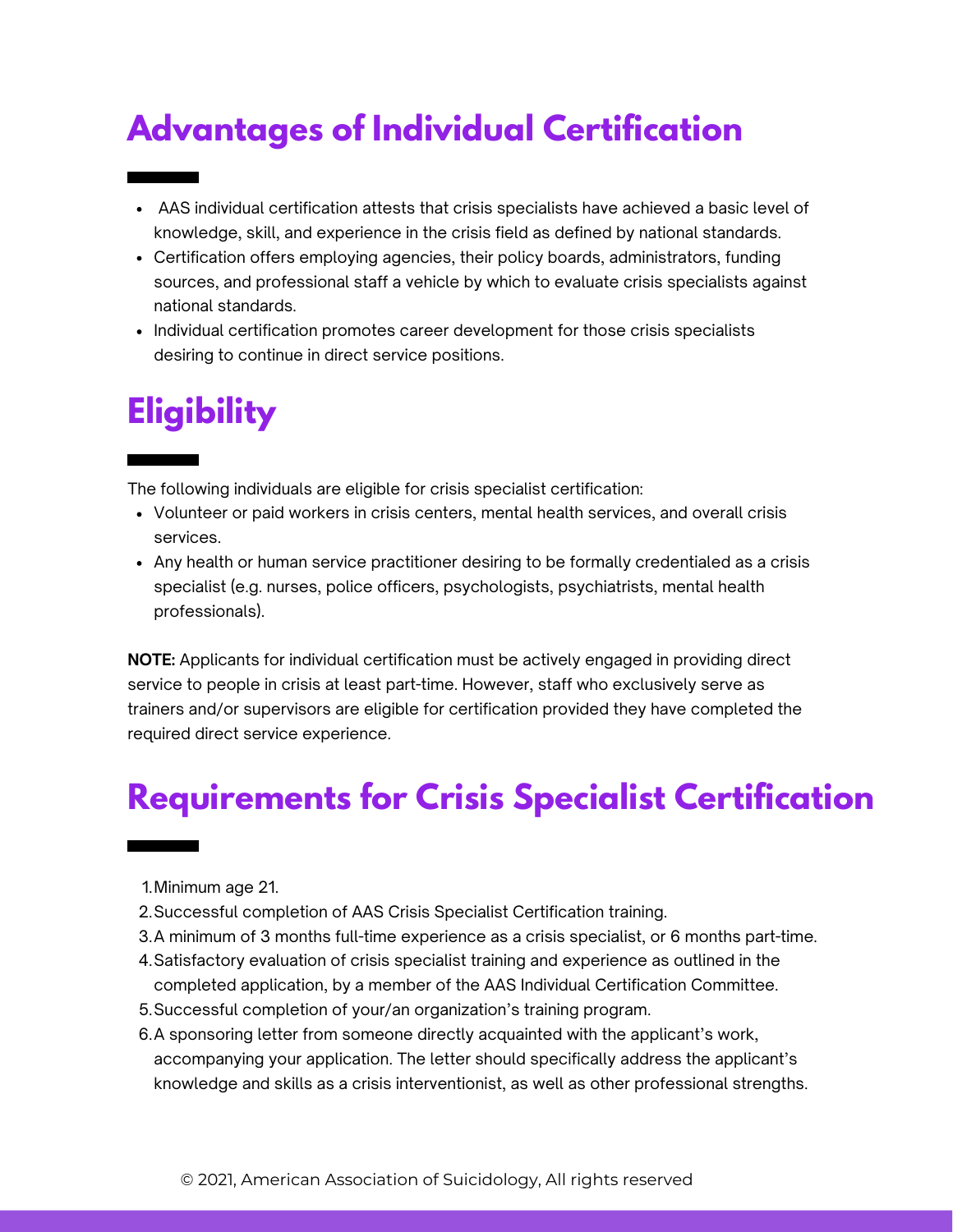## Advantages of Individual Certification

- AAS individual certification attests that crisis specialists have achieved a basic level of knowledge, skill, and experience in the crisis field as defined by national standards.
- Certification offers employing agencies, their policy boards, administrators, funding sources, and professional staff a vehicle by which to evaluate crisis specialists against national standards.
- Individual certification promotes career development for those crisis specialists desiring to continue in direct service positions.

## Eligibility

The following individuals are eligible for crisis specialist certification:

- Volunteer or paid workers in crisis centers, mental health services, and overall crisis services.
- Any health or human service practitioner desiring to be formally credentialed as a crisis specialist (e.g. nurses, police officers, psychologists, psychiatrists, mental health professionals).

**NOTE:** Applicants for individual certification must be actively engaged in providing direct service to people in crisis at least part-time. However, staff who exclusively serve as trainers and/or supervisors are eligible for certification provided they have completed the required direct service experience.

## Requirements for Crisis Specialist Certification

1. Minimum age 21.
2. Successful completion of AAS Crisis Specialist Certification training.
3. A minimum of 3 months full-time experience as a crisis specialist, or 6 months part-time.
4. Satisfactory evaluation of crisis specialist training and experience as outlined in the completed application, by a member of the AAS Individual Certification Committee.
5. Successful completion of your/an organization's training program.
6. A sponsoring letter from someone directly acquainted with the applicant's work, accompanying your application. The letter should specifically address the applicant's knowledge and skills as a crisis interventionist, as well as other professional strengths.

© 2021, American Association of Suicidology, All rights reserved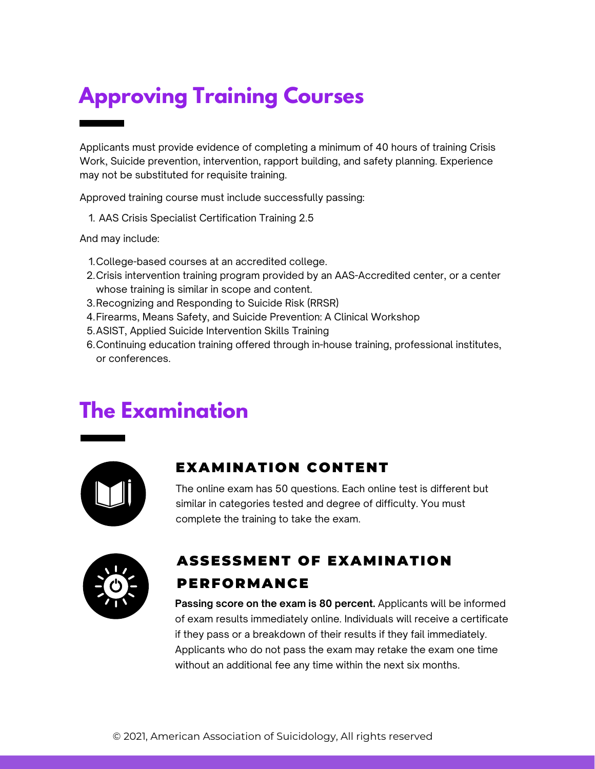## Approving Training Courses

Applicants must provide evidence of completing a minimum of 40 hours of training Crisis Work, Suicide prevention, intervention, rapport building, and safety planning. Experience may not be substituted for requisite training.

Approved training course must include successfully passing:

1. AAS Crisis Specialist Certification Training 2.5

And may include:

1. College-based courses at an accredited college.
2. Crisis intervention training program provided by an AAS-Accredited center, or a center whose training is similar in scope and content.
3. Recognizing and Responding to Suicide Risk (RRSR)
4. Firearms, Means Safety, and Suicide Prevention: A Clinical Workshop
5. ASIST, Applied Suicide Intervention Skills Training
6. Continuing education training offered through in-house training, professional institutes, or conferences.

## The Examination

### EXAMINATION CONTENT

The online exam has 50 questions. Each online test is different but similar in categories tested and degree of difficulty. You must complete the training to take the exam.

### ASSESSMENT OF EXAMINATION PERFORMANCE

**Passing score on the exam is 80 percent.** Applicants will be informed of exam results immediately online. Individuals will receive a certificate if they pass or a breakdown of their results if they fail immediately. Applicants who do not pass the exam may retake the exam one time without an additional fee any time within the next six months.

© 2021, American Association of Suicidology, All rights reserved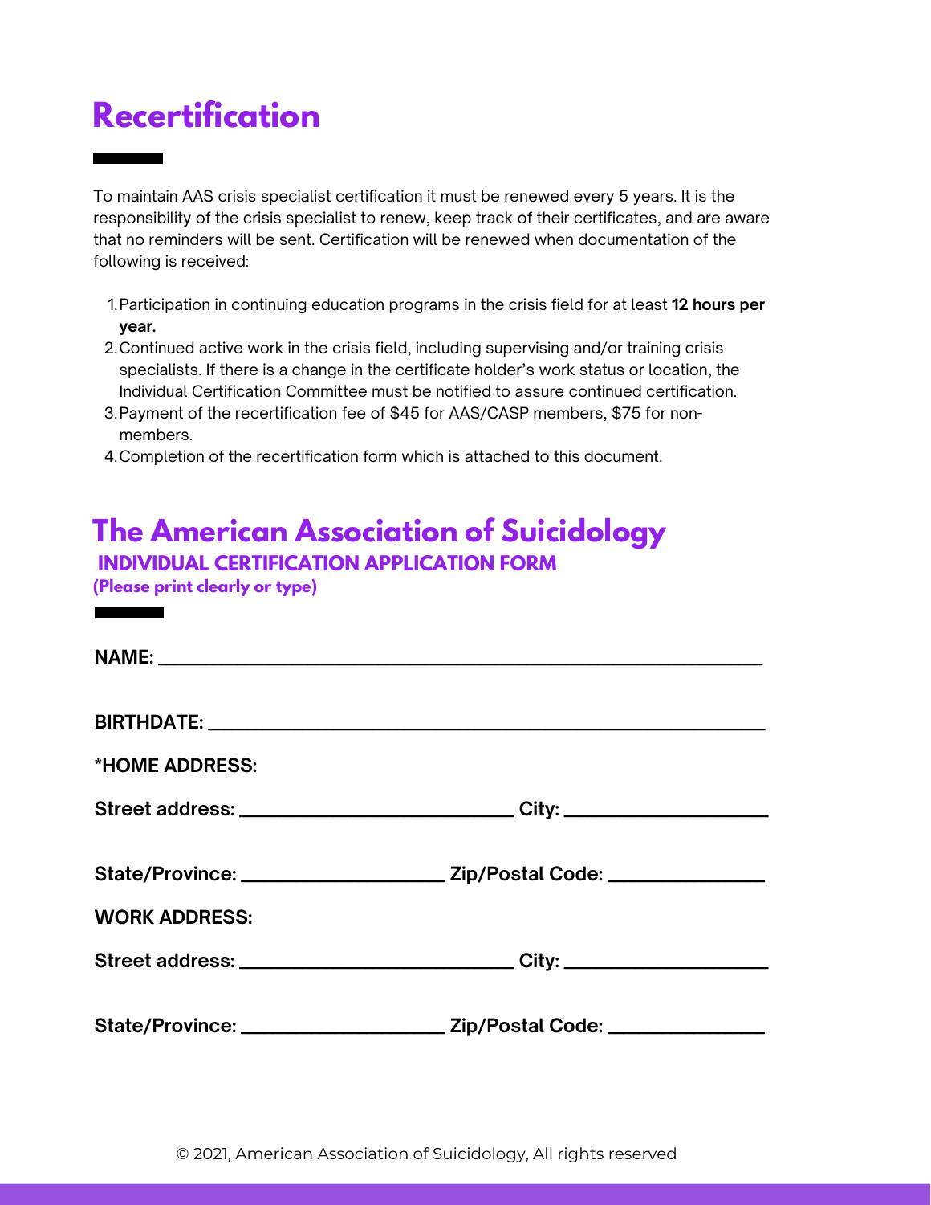# Recertification

To maintain AAS crisis specialist certification it must be renewed every 5 years. It is the responsibility of the crisis specialist to renew, keep track of their certificates, and are aware that no reminders will be sent. Certification will be renewed when documentation of the following is received:

1. Participation in continuing education programs in the crisis field for at least **12 hours per year.**
2. Continued active work in the crisis field, including supervising and/or training crisis specialists. If there is a change in the certificate holder's work status or location, the Individual Certification Committee must be notified to assure continued certification.
3. Payment of the recertification fee of $45 for AAS/CASP members, $75 for non-members.
4. Completion of the recertification form which is attached to this document.

# The American Association of Suicidology

## INDIVIDUAL CERTIFICATION APPLICATION FORM

**(Please print clearly or type)**

**NAME:** ______________________________________________

**BIRTHDATE:** ______________________________________________

***HOME ADDRESS:**

**Street address:** ______________________ **City:** ________________

**State/Province:** ________________ **Zip/Postal Code:** ____________

**WORK ADDRESS:**

**Street address:** ______________________ **City:** ________________

**State/Province:** ________________ **Zip/Postal Code:** ____________

© 2021, American Association of Suicidology, All rights reserved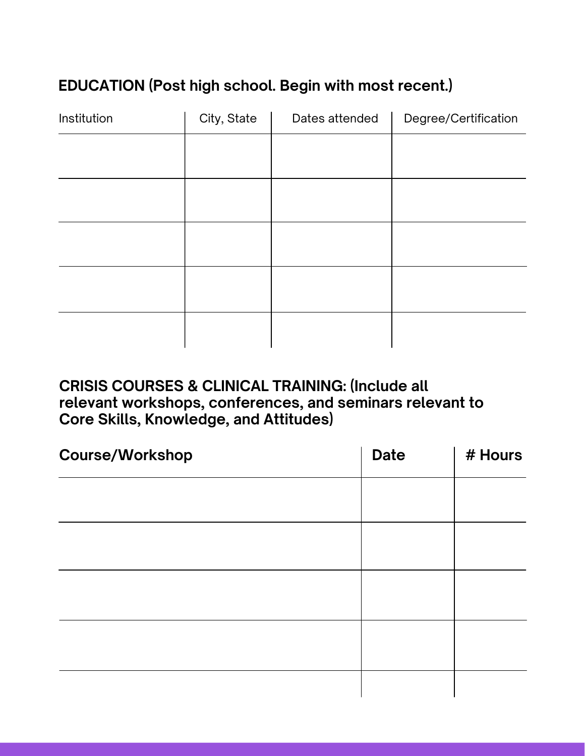## EDUCATION (Post high school. Begin with most recent.)

| Institution | City, State | Dates attended | Degree/Certification |
|---|---|---|---|
| | | | |
| | | | |
| | | | |
| | | | |
| | | | |

## CRISIS COURSES & CLINICAL TRAINING: (Include all relevant workshops, conferences, and seminars relevant to Core Skills, Knowledge, and Attitudes)

| Course/Workshop | Date | # Hours |
|---|---|---|
| | | |
| | | |
| | | |
| | | |
| | | |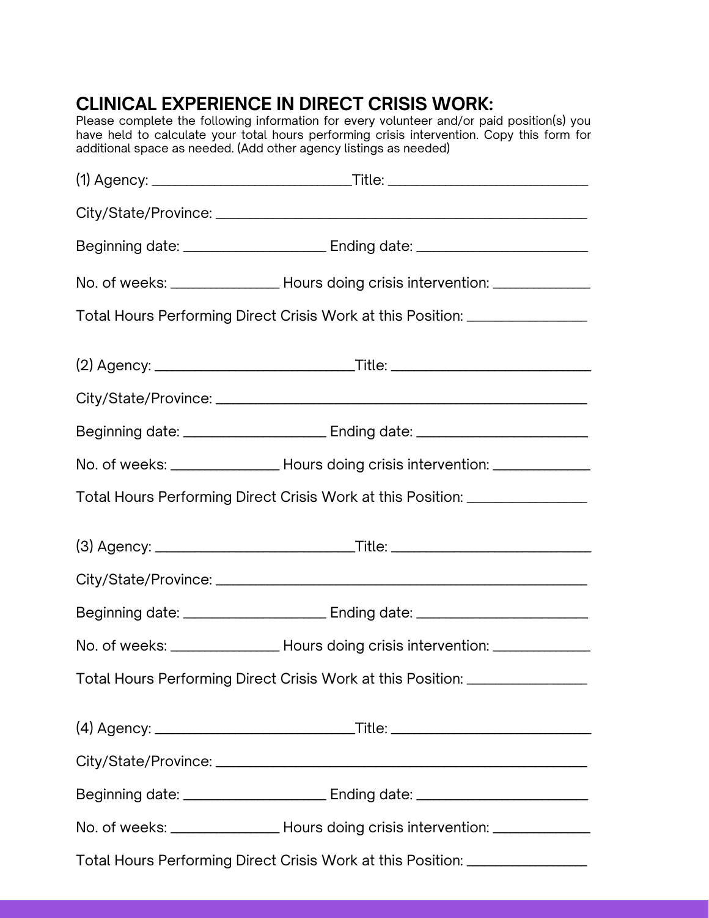## CLINICAL EXPERIENCE IN DIRECT CRISIS WORK:

Please complete the following information for every volunteer and/or paid position(s) you have held to calculate your total hours performing crisis intervention. Copy this form for additional space as needed. (Add other agency listings as needed)

(1) Agency: ___________________________Title: ___________________________

City/State/Province: ___________________________________________________

Beginning date: ___________________ Ending date: ______________________

No. of weeks: ______________ Hours doing crisis intervention: _____________

Total Hours Performing Direct Crisis Work at this Position: _______________

(2) Agency: ___________________________Title: ___________________________

City/State/Province: ___________________________________________________

Beginning date: ___________________ Ending date: ______________________

No. of weeks: ______________ Hours doing crisis intervention: _____________

Total Hours Performing Direct Crisis Work at this Position: _______________

(3) Agency: ___________________________Title: ___________________________

City/State/Province: ___________________________________________________

Beginning date: ___________________ Ending date: ______________________

No. of weeks: ______________ Hours doing crisis intervention: _____________

Total Hours Performing Direct Crisis Work at this Position: _______________

(4) Agency: ___________________________Title: ___________________________

City/State/Province: ___________________________________________________

Beginning date: ___________________ Ending date: ______________________

No. of weeks: ______________ Hours doing crisis intervention: _____________

Total Hours Performing Direct Crisis Work at this Position: _______________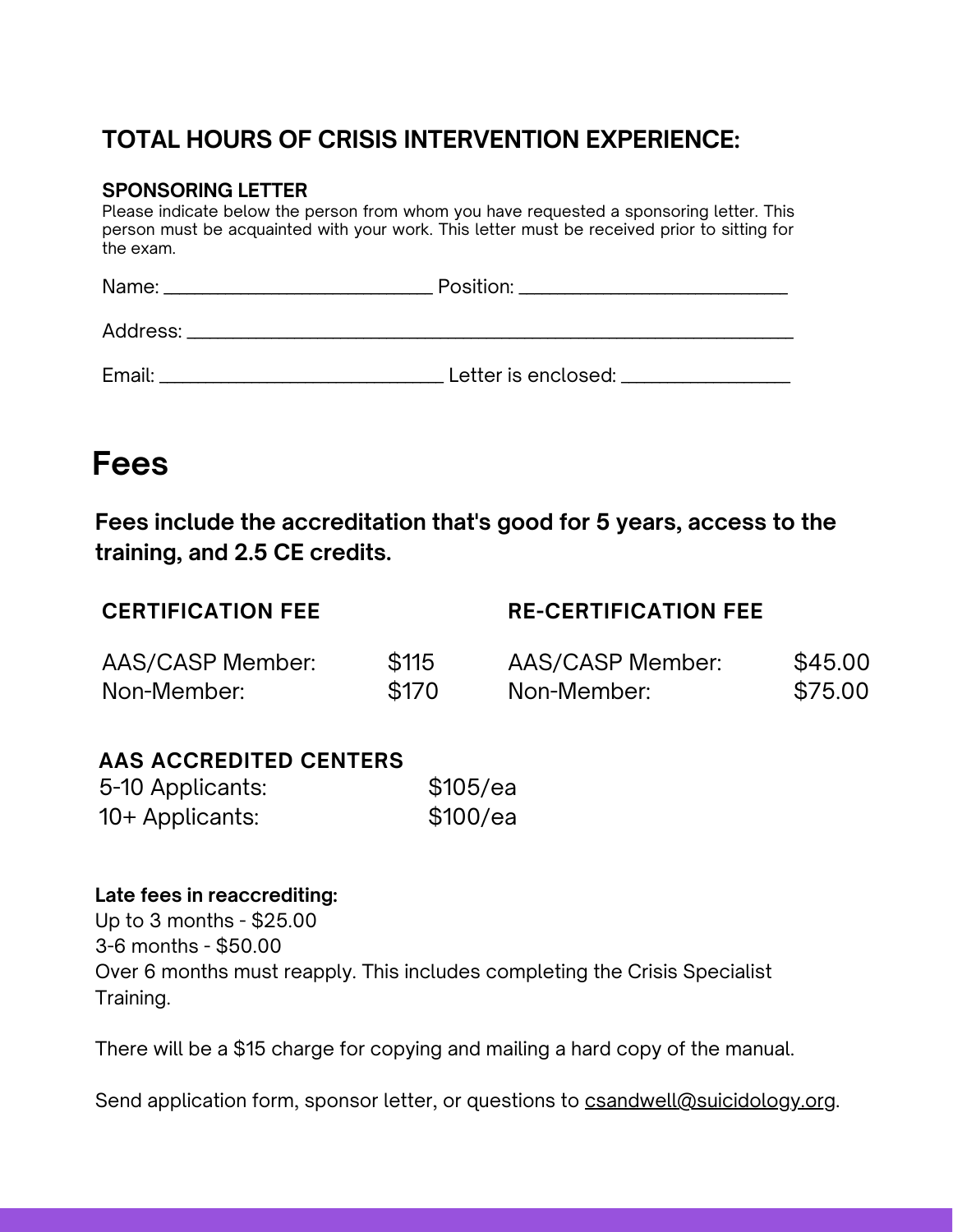## TOTAL HOURS OF CRISIS INTERVENTION EXPERIENCE:

**SPONSORING LETTER**

Please indicate below the person from whom you have requested a sponsoring letter. This person must be acquainted with your work. This letter must be received prior to sitting for the exam.

Name: __________________________ Position: __________________________

Address: ___________________________________________________________

Email: ___________________________ Letter is enclosed: ________________

# Fees

**Fees include the accreditation that's good for 5 years, access to the training, and 2.5 CE credits.**

| CERTIFICATION FEE | | RE-CERTIFICATION FEE | |
|---|---|---|---|
| AAS/CASP Member: | $115 | AAS/CASP Member: | $45.00 |
| Non-Member: | $170 | Non-Member: | $75.00 |

| AAS ACCREDITED CENTERS | |
|---|---|
| 5-10 Applicants: | $105/ea |
| 10+ Applicants: | $100/ea |

**Late fees in reaccrediting:**

Up to 3 months - $25.00
3-6 months - $50.00
Over 6 months must reapply. This includes completing the Crisis Specialist Training.

There will be a $15 charge for copying and mailing a hard copy of the manual.

Send application form, sponsor letter, or questions to csandwell@suicidology.org.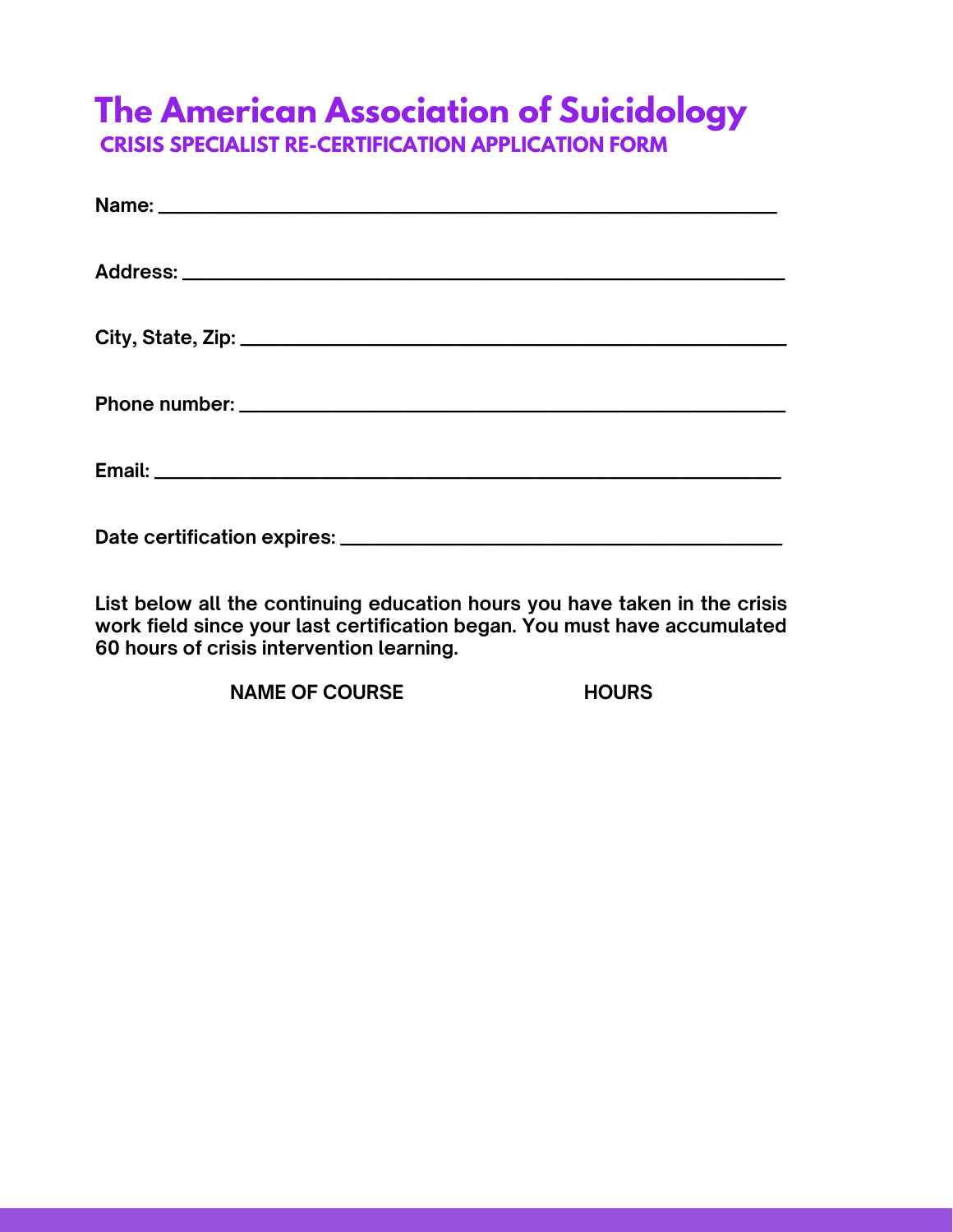# The American Association of Suicidology

## CRISIS SPECIALIST RE-CERTIFICATION APPLICATION FORM

**Name:** ____________________________________________________________

**Address:** __________________________________________________________

**City, State, Zip:** ____________________________________________________

**Phone number:** ______________________________________________________

**Email:** ____________________________________________________________

**Date certification expires:** ___________________________________________

**List below all the continuing education hours you have taken in the crisis work field since your last certification began. You must have accumulated 60 hours of crisis intervention learning.**

| NAME OF COURSE | HOURS |
| --- | --- |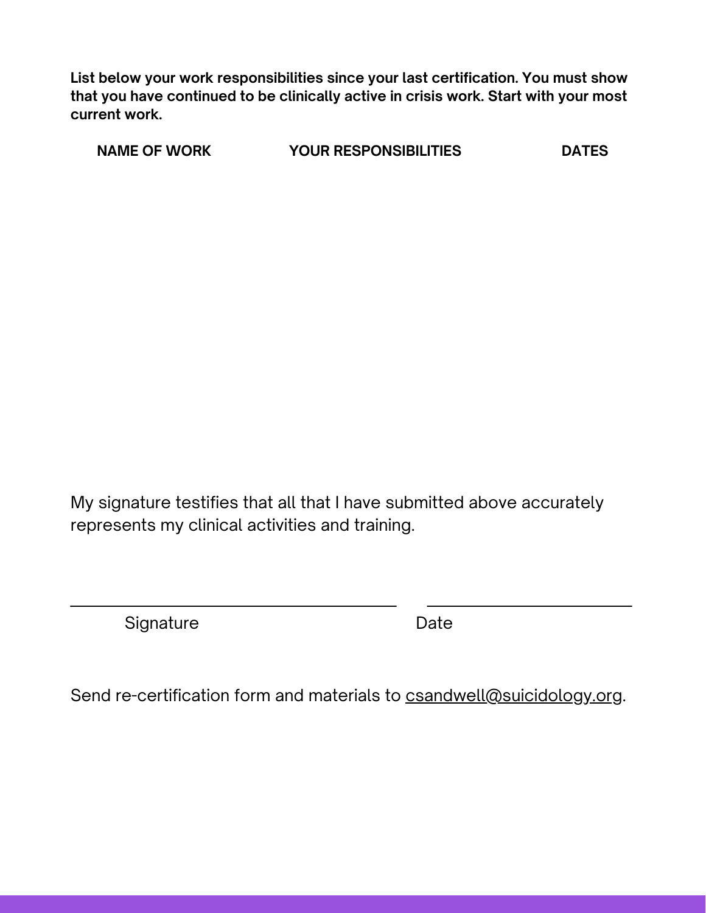**List below your work responsibilities since your last certification. You must show that you have continued to be clinically active in crisis work. Start with your most current work.**

| NAME OF WORK | YOUR RESPONSIBILITIES | DATES |
| --- | --- | --- |
| | | |

My signature testifies that all that I have submitted above accurately represents my clinical activities and training.

\_\_\_\_\_\_\_\_\_\_\_\_\_\_\_\_\_\_\_\_\_\_\_\_\_\_\_\_\_\_\_\_\_\_\_\_ \_\_\_\_\_\_\_\_\_\_\_\_\_\_\_\_\_\_\_\_\_\_\_\_

Signature Date

Send re-certification form and materials to csandwell@suicidology.org.